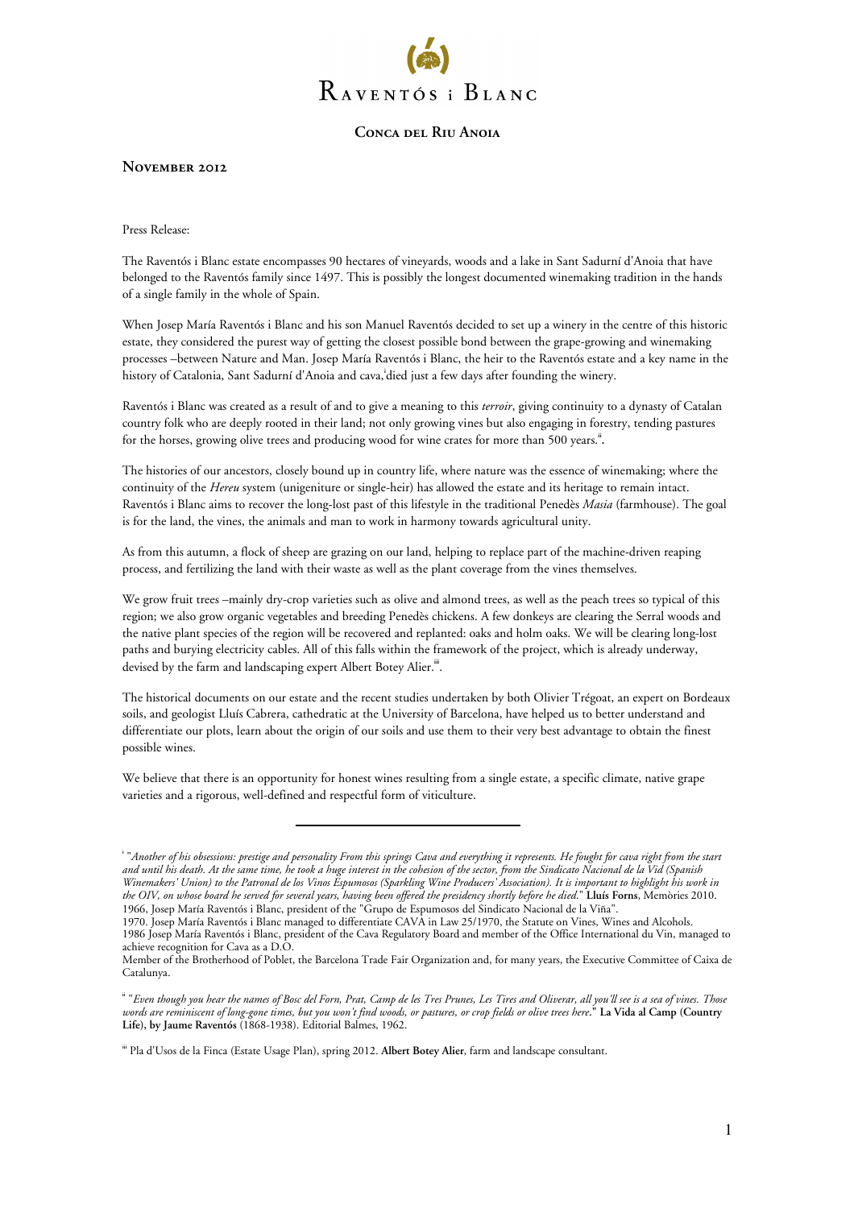# Raventós i Blanc

## Conca del Riu Anoia

### November 2012

Press Release:

The Raventós i Blanc estate encompasses 90 hectares of vineyards, woods and a lake in Sant Sadurní d'Anoia that have belonged to the Raventós family since 1497. This is possibly the longest documented winemaking tradition in the hands of a single family in the whole of Spain.

When Josep María Raventós i Blanc and his son Manuel Raventós decided to set up a winery in the centre of this historic estate, they considered the purest way of getting the closest possible bond between the grape-growing and winemaking processes –between Nature and Man. Josep María Raventós i Blanc, the heir to the Raventós estate and a key name in the history of Catalonia, Sant Sadurní d'Anoia and cava,[i]died just a few days after founding the winery.

Raventós i Blanc was created as a result of and to give a meaning to this *terroir*, giving continuity to a dynasty of Catalan country folk who are deeply rooted in their land; not only growing vines but also engaging in forestry, tending pastures for the horses, growing olive trees and producing wood for wine crates for more than 500 years.[ii].

The histories of our ancestors, closely bound up in country life, where nature was the essence of winemaking; where the continuity of the *Hereu* system (unigeniture or single-heir) has allowed the estate and its heritage to remain intact. Raventós i Blanc aims to recover the long-lost past of this lifestyle in the traditional Penedès *Masia* (farmhouse). The goal is for the land, the vines, the animals and man to work in harmony towards agricultural unity.

As from this autumn, a flock of sheep are grazing on our land, helping to replace part of the machine-driven reaping process, and fertilizing the land with their waste as well as the plant coverage from the vines themselves.

We grow fruit trees –mainly dry-crop varieties such as olive and almond trees, as well as the peach trees so typical of this region; we also grow organic vegetables and breeding Penedès chickens. A few donkeys are clearing the Serral woods and the native plant species of the region will be recovered and replanted: oaks and holm oaks. We will be clearing long-lost paths and burying electricity cables. All of this falls within the framework of the project, which is already underway, devised by the farm and landscaping expert Albert Botey Alier.[iii].

The historical documents on our estate and the recent studies undertaken by both Olivier Trégoat, an expert on Bordeaux soils, and geologist Lluís Cabrera, cathedratic at the University of Barcelona, have helped us to better understand and differentiate our plots, learn about the origin of our soils and use them to their very best advantage to obtain the finest possible wines.

We believe that there is an opportunity for honest wines resulting from a single estate, a specific climate, native grape varieties and a rigorous, well-defined and respectful form of viticulture.

---

[i] "*Another of his obsessions: prestige and personality From this springs Cava and everything it represents. He fought for cava right from the start and until his death. At the same time, he took a huge interest in the cohesion of the sector, from the Sindicato Nacional de la Vid (Spanish Winemakers' Union) to the Patronal de los Vinos Espumosos (Sparkling Wine Producers' Association). It is important to highlight his work in the OIV, on whose board he served for several years, having been offered the presidency shortly before he died*." **Lluís Forns**, Memòries 2010.
1966, Josep María Raventós i Blanc, president of the "Grupo de Espumosos del Sindicato Nacional de la Viña".
1970. Josep María Raventós i Blanc managed to differentiate CAVA in Law 25/1970, the Statute on Vines, Wines and Alcohols.
1986 Josep María Raventós i Blanc, president of the Cava Regulatory Board and member of the Office International du Vin, managed to achieve recognition for Cava as a D.O.
Member of the Brotherhood of Poblet, the Barcelona Trade Fair Organization and, for many years, the Executive Committee of Caixa de Catalunya.

[ii] "*Even though you hear the names of Bosc del Forn, Prat, Camp de les Tres Prunes, Les Tires and Oliverar, all you'll see is a sea of vines. Those words are reminiscent of long-gone times, but you won't find woods, or pastures, or crop fields or olive trees here*." **La Vida al Camp (Country Life), by Jaume Raventós** (1868-1938). Editorial Balmes, 1962.

[iii] Pla d'Usos de la Finca (Estate Usage Plan), spring 2012. **Albert Botey Alier**, farm and landscape consultant.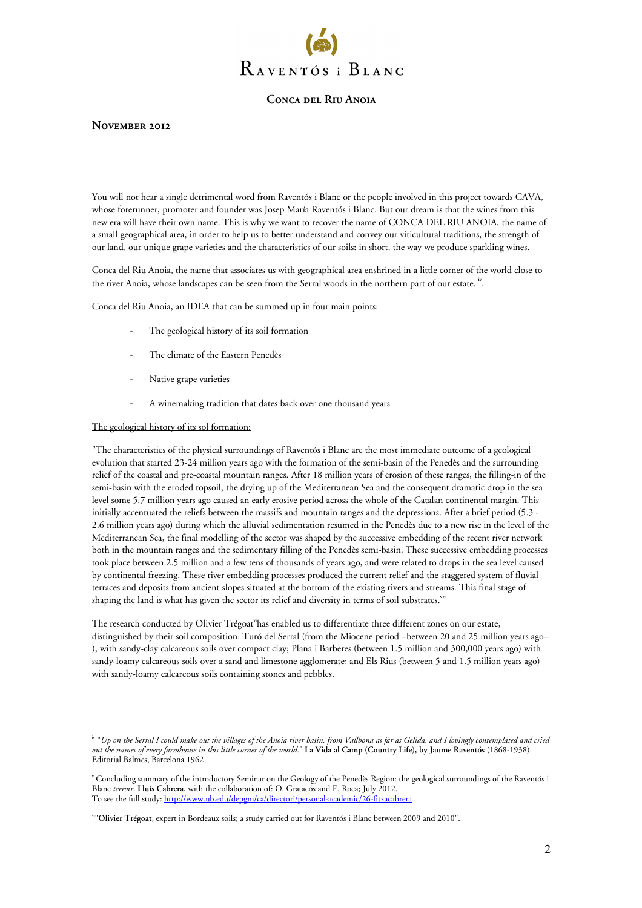# Raventós i Blanc

## Conca del Riu Anoia

### November 2012

You will not hear a single detrimental word from Raventós i Blanc or the people involved in this project towards CAVA, whose forerunner, promoter and founder was Josep María Raventós i Blanc. But our dream is that the wines from this new era will have their own name. This is why we want to recover the name of CONCA DEL RIU ANOIA, the name of a small geographical area, in order to help us to better understand and convey our viticultural traditions, the strength of our land, our unique grape varieties and the characteristics of our soils: in short, the way we produce sparkling wines.

Conca del Riu Anoia, the name that associates us with geographical area enshrined in a little corner of the world close to the river Anoia, whose landscapes can be seen from the Serral woods in the northern part of our estate. [iv].

Conca del Riu Anoia, an IDEA that can be summed up in four main points:

- The geological history of its soil formation
- The climate of the Eastern Penedès
- Native grape varieties
- A winemaking tradition that dates back over one thousand years

<u>The geological history of its sol formation:</u>

"The characteristics of the physical surroundings of Raventós i Blanc are the most immediate outcome of a geological evolution that started 23-24 million years ago with the formation of the semi-basin of the Penedès and the surrounding relief of the coastal and pre-coastal mountain ranges. After 18 million years of erosion of these ranges, the filling-in of the semi-basin with the eroded topsoil, the drying up of the Mediterranean Sea and the consequent dramatic drop in the sea level some 5.7 million years ago caused an early erosive period across the whole of the Catalan continental margin. This initially accentuated the reliefs between the massifs and mountain ranges and the depressions. After a brief period (5.3 - 2.6 million years ago) during which the alluvial sedimentation resumed in the Penedès due to a new rise in the level of the Mediterranean Sea, the final modelling of the sector was shaped by the successive embedding of the recent river network both in the mountain ranges and the sedimentary filling of the Penedès semi-basin. These successive embedding processes took place between 2.5 million and a few tens of thousands of years ago, and were related to drops in the sea level caused by continental freezing. These river embedding processes produced the current relief and the staggered system of fluvial terraces and deposits from ancient slopes situated at the bottom of the existing rivers and streams. This final stage of shaping the land is what has given the sector its relief and diversity in terms of soil substrates.[v]"

The research conducted by Olivier Trégoat[vi] has enabled us to differentiate three different zones on our estate, distinguished by their soil composition: Turó del Serral (from the Miocene period –between 20 and 25 million years ago– ), with sandy-clay calcareous soils over compact clay; Plana i Barberes (between 1.5 million and 300,000 years ago) with sandy-loamy calcareous soils over a sand and limestone agglomerate; and Els Rius (between 5 and 1.5 million years ago) with sandy-loamy calcareous soils containing stones and pebbles.

---

[iv] "*Up on the Serral I could make out the villages of the Anoia river basin, from Vallbona as far as Gelida, and I lovingly contemplated and cried out the names of every farmhouse in this little corner of the world.*" **La Vida al Camp (Country Life), by Jaume Raventós** (1868-1938). Editorial Balmes, Barcelona 1962

[v] Concluding summary of the introductory Seminar on the Geology of the Penedès Region: the geological surroundings of the Raventós i Blanc *terroir*. **Lluís Cabrera**, with the collaboration of: O. Gratacós and E. Roca; July 2012.
To see the full study: http://www.ub.edu/depgm/ca/directori/personal-academic/26-fitxacabrera

[vi] "**Olivier Trégoat**, expert in Bordeaux soils; a study carried out for Raventós i Blanc between 2009 and 2010".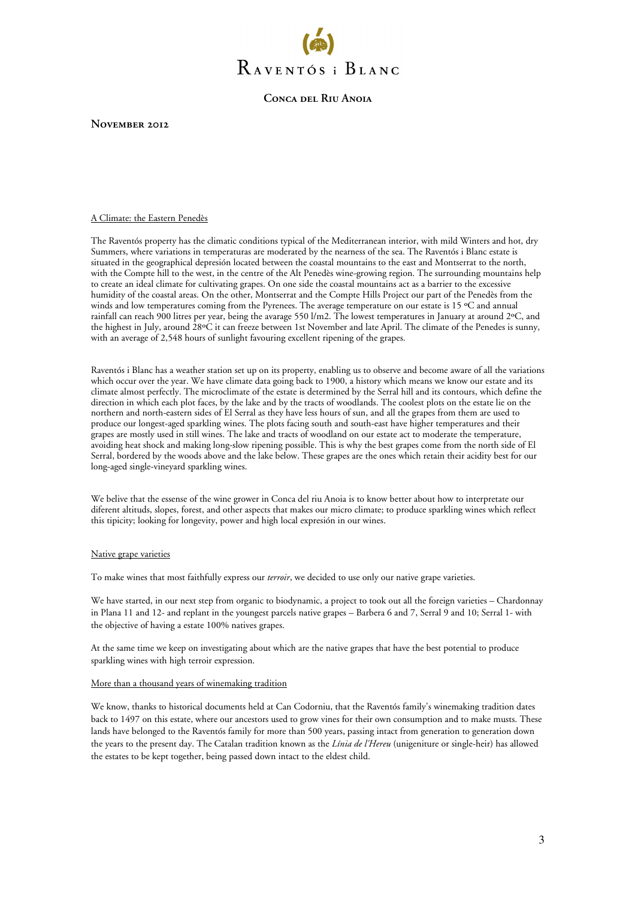# Raventós i Blanc

## Conca del Riu Anoia

**November 2012**

<u>A Climate: the Eastern Penedès</u>

The Raventós property has the climatic conditions typical of the Mediterranean interior, with mild Winters and hot, dry Summers, where variations in temperaturas are moderated by the nearness of the sea. The Raventós i Blanc estate is situated in the geographical depresión located between the coastal mountains to the east and Montserrat to the north, with the Compte hill to the west, in the centre of the Alt Penedès wine-growing region. The surrounding mountains help to create an ideal climate for cultivating grapes. On one side the coastal mountains act as a barrier to the excessive humidity of the coastal areas. On the other, Montserrat and the Compte Hills Project our part of the Penedès from the winds and low temperatures coming from the Pyrenees. The average temperature on our estate is 15 ºC and annual rainfall can reach 900 litres per year, being the avarage 550 l/m2. The lowest temperatures in January at around 2ºC, and the highest in July, around 28ºC it can freeze between 1st November and late April. The climate of the Penedes is sunny, with an average of 2,548 hours of sunlight favouring excellent ripening of the grapes.

Raventós i Blanc has a weather station set up on its property, enabling us to observe and become aware of all the variations which occur over the year. We have climate data going back to 1900, a history which means we know our estate and its climate almost perfectly. The microclimate of the estate is determined by the Serral hill and its contours, which define the direction in which each plot faces, by the lake and by the tracts of woodlands. The coolest plots on the estate lie on the northern and north-eastern sides of El Serral as they have less hours of sun, and all the grapes from them are used to produce our longest-aged sparkling wines. The plots facing south and south-east have higher temperatures and their grapes are mostly used in still wines. The lake and tracts of woodland on our estate act to moderate the temperature, avoiding heat shock and making long-slow ripening possible. This is why the best grapes come from the north side of El Serral, bordered by the woods above and the lake below. These grapes are the ones which retain their acidity best for our long-aged single-vineyard sparkling wines.

We belive that the essense of the wine grower in Conca del riu Anoia is to know better about how to interpretate our diferent altituds, slopes, forest, and other aspects that makes our micro climate; to produce sparkling wines which reflect this tipicity; looking for longevity, power and high local expresión in our wines.

<u>Native grape varieties</u>

To make wines that most faithfully express our *terroir*, we decided to use only our native grape varieties.

We have started, in our next step from organic to biodynamic, a project to took out all the foreign varieties – Chardonnay in Plana 11 and 12- and replant in the youngest parcels native grapes – Barbera 6 and 7, Serral 9 and 10; Serral 1- with the objective of having a estate 100% natives grapes.

At the same time we keep on investigating about which are the native grapes that have the best potential to produce sparkling wines with high terroir expression.

<u>More than a thousand years of winemaking tradition</u>

We know, thanks to historical documents held at Can Codorniu, that the Raventós family's winemaking tradition dates back to 1497 on this estate, where our ancestors used to grow vines for their own consumption and to make musts. These lands have belonged to the Raventós family for more than 500 years, passing intact from generation to generation down the years to the present day. The Catalan tradition known as the *Línia de l'Hereu* (unigeniture or single-heir) has allowed the estates to be kept together, being passed down intact to the eldest child.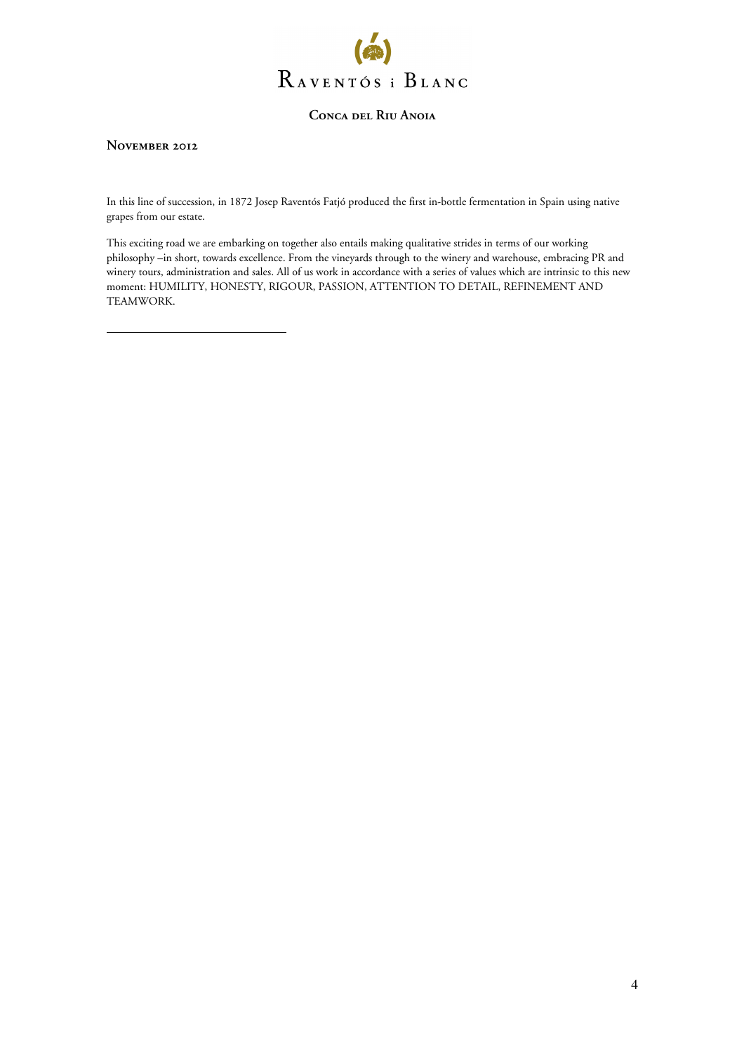# Raventós i Blanc

## Conca del Riu Anoia

**November 2012**

In this line of succession, in 1872 Josep Raventós Fatjó produced the first in-bottle fermentation in Spain using native grapes from our estate.

This exciting road we are embarking on together also entails making qualitative strides in terms of our working philosophy –in short, towards excellence. From the vineyards through to the winery and warehouse, embracing PR and winery tours, administration and sales. All of us work in accordance with a series of values which are intrinsic to this new moment: HUMILITY, HONESTY, RIGOUR, PASSION, ATTENTION TO DETAIL, REFINEMENT AND TEAMWORK.